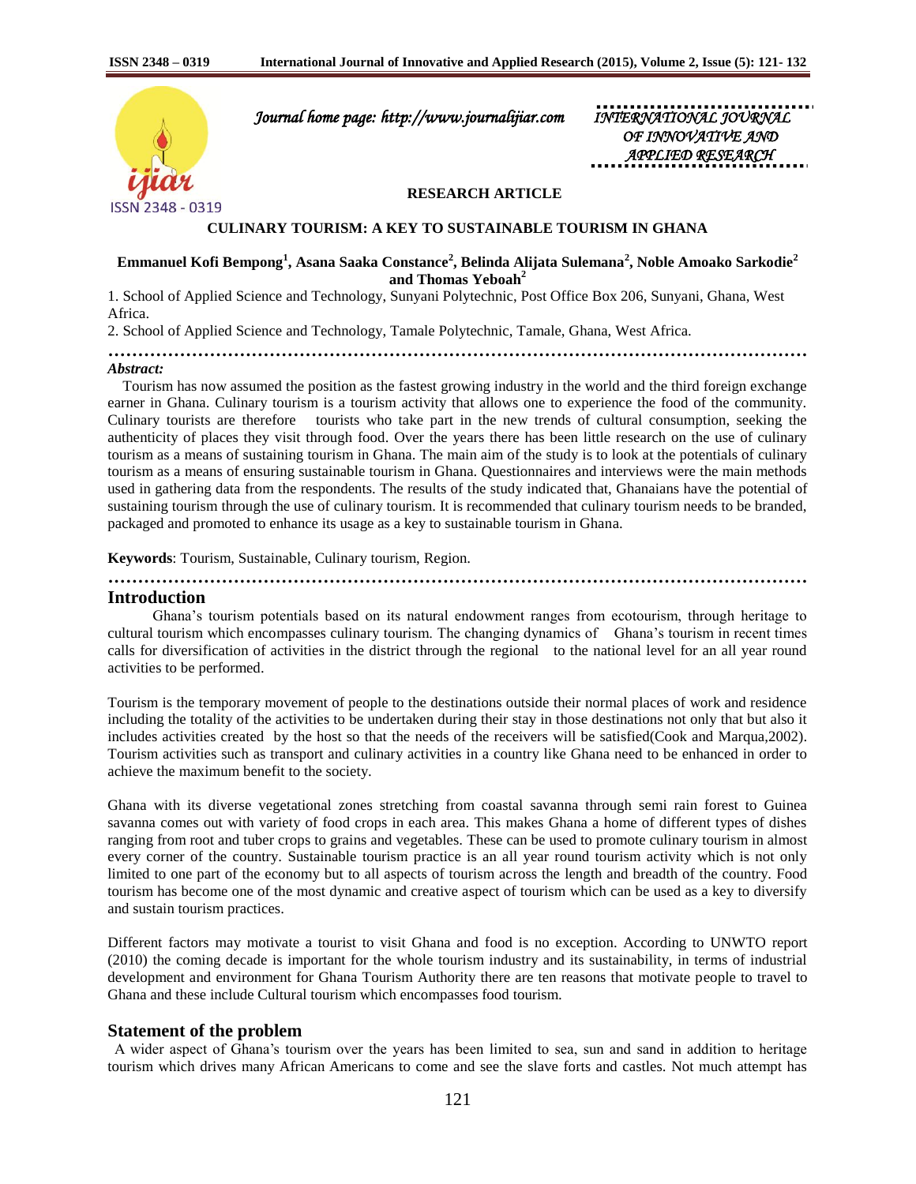*Journal home page: http://www.journalijiar.com*

*INTERNATIONAL JOURNAL OF INNOVATIVE AND APPLIED RESEARCH*

**RESEARCH ARTICLE**

# CULINARY TOURISM: A KEY TO SUSTAINABLE TOURISM IN GHANA

**Emmanuel Kofi Bempong[1], Asana Saaka Constance[2], Belinda Alijata Sulemana[2], Noble Amoako Sarkodie[2] and Thomas Yeboah[2]**

1. School of Applied Science and Technology, Sunyani Polytechnic, Post Office Box 206, Sunyani, Ghana, West Africa.
2. School of Applied Science and Technology, Tamale Polytechnic, Tamale, Ghana, West Africa.

***Abstract:***

Tourism has now assumed the position as the fastest growing industry in the world and the third foreign exchange earner in Ghana. Culinary tourism is a tourism activity that allows one to experience the food of the community. Culinary tourists are therefore tourists who take part in the new trends of cultural consumption, seeking the authenticity of places they visit through food. Over the years there has been little research on the use of culinary tourism as a means of sustaining tourism in Ghana. The main aim of the study is to look at the potentials of culinary tourism as a means of ensuring sustainable tourism in Ghana. Questionnaires and interviews were the main methods used in gathering data from the respondents. The results of the study indicated that, Ghanaians have the potential of sustaining tourism through the use of culinary tourism. It is recommended that culinary tourism needs to be branded, packaged and promoted to enhance its usage as a key to sustainable tourism in Ghana.

**Keywords**: Tourism, Sustainable, Culinary tourism, Region.

## Introduction

Ghana's tourism potentials based on its natural endowment ranges from ecotourism, through heritage to cultural tourism which encompasses culinary tourism. The changing dynamics of Ghana's tourism in recent times calls for diversification of activities in the district through the regional to the national level for an all year round activities to be performed.

Tourism is the temporary movement of people to the destinations outside their normal places of work and residence including the totality of the activities to be undertaken during their stay in those destinations not only that but also it includes activities created by the host so that the needs of the receivers will be satisfied(Cook and Marqua,2002). Tourism activities such as transport and culinary activities in a country like Ghana need to be enhanced in order to achieve the maximum benefit to the society.

Ghana with its diverse vegetational zones stretching from coastal savanna through semi rain forest to Guinea savanna comes out with variety of food crops in each area. This makes Ghana a home of different types of dishes ranging from root and tuber crops to grains and vegetables. These can be used to promote culinary tourism in almost every corner of the country. Sustainable tourism practice is an all year round tourism activity which is not only limited to one part of the economy but to all aspects of tourism across the length and breadth of the country. Food tourism has become one of the most dynamic and creative aspect of tourism which can be used as a key to diversify and sustain tourism practices.

Different factors may motivate a tourist to visit Ghana and food is no exception. According to UNWTO report (2010) the coming decade is important for the whole tourism industry and its sustainability, in terms of industrial development and environment for Ghana Tourism Authority there are ten reasons that motivate people to travel to Ghana and these include Cultural tourism which encompasses food tourism.

## Statement of the problem

A wider aspect of Ghana's tourism over the years has been limited to sea, sun and sand in addition to heritage tourism which drives many African Americans to come and see the slave forts and castles. Not much attempt has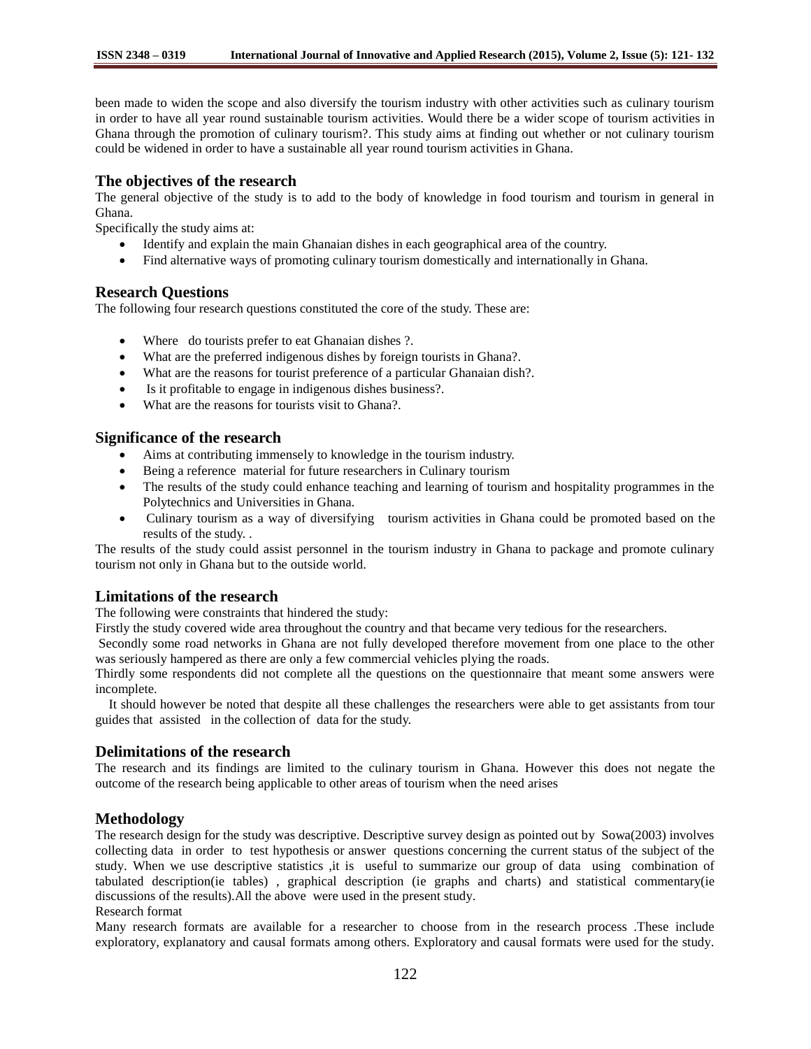been made to widen the scope and also diversify the tourism industry with other activities such as culinary tourism in order to have all year round sustainable tourism activities. Would there be a wider scope of tourism activities in Ghana through the promotion of culinary tourism?. This study aims at finding out whether or not culinary tourism could be widened in order to have a sustainable all year round tourism activities in Ghana.

## The objectives of the research

The general objective of the study is to add to the body of knowledge in food tourism and tourism in general in Ghana.

Specifically the study aims at:

- Identify and explain the main Ghanaian dishes in each geographical area of the country.
- Find alternative ways of promoting culinary tourism domestically and internationally in Ghana.

## Research Questions

The following four research questions constituted the core of the study. These are:

- Where do tourists prefer to eat Ghanaian dishes ?.
- What are the preferred indigenous dishes by foreign tourists in Ghana?.
- What are the reasons for tourist preference of a particular Ghanaian dish?.
- Is it profitable to engage in indigenous dishes business?.
- What are the reasons for tourists visit to Ghana?.

## Significance of the research

- Aims at contributing immensely to knowledge in the tourism industry.
- Being a reference material for future researchers in Culinary tourism
- The results of the study could enhance teaching and learning of tourism and hospitality programmes in the Polytechnics and Universities in Ghana.
- Culinary tourism as a way of diversifying tourism activities in Ghana could be promoted based on the results of the study. .

The results of the study could assist personnel in the tourism industry in Ghana to package and promote culinary tourism not only in Ghana but to the outside world.

## Limitations of the research

The following were constraints that hindered the study:

Firstly the study covered wide area throughout the country and that became very tedious for the researchers.

Secondly some road networks in Ghana are not fully developed therefore movement from one place to the other was seriously hampered as there are only a few commercial vehicles plying the roads.

Thirdly some respondents did not complete all the questions on the questionnaire that meant some answers were incomplete.

It should however be noted that despite all these challenges the researchers were able to get assistants from tour guides that assisted in the collection of data for the study.

## Delimitations of the research

The research and its findings are limited to the culinary tourism in Ghana. However this does not negate the outcome of the research being applicable to other areas of tourism when the need arises

## Methodology

The research design for the study was descriptive. Descriptive survey design as pointed out by Sowa(2003) involves collecting data in order to test hypothesis or answer questions concerning the current status of the subject of the study. When we use descriptive statistics ,it is useful to summarize our group of data using combination of tabulated description(ie tables) , graphical description (ie graphs and charts) and statistical commentary(ie discussions of the results).All the above were used in the present study.

Research format

Many research formats are available for a researcher to choose from in the research process .These include exploratory, explanatory and causal formats among others. Exploratory and causal formats were used for the study.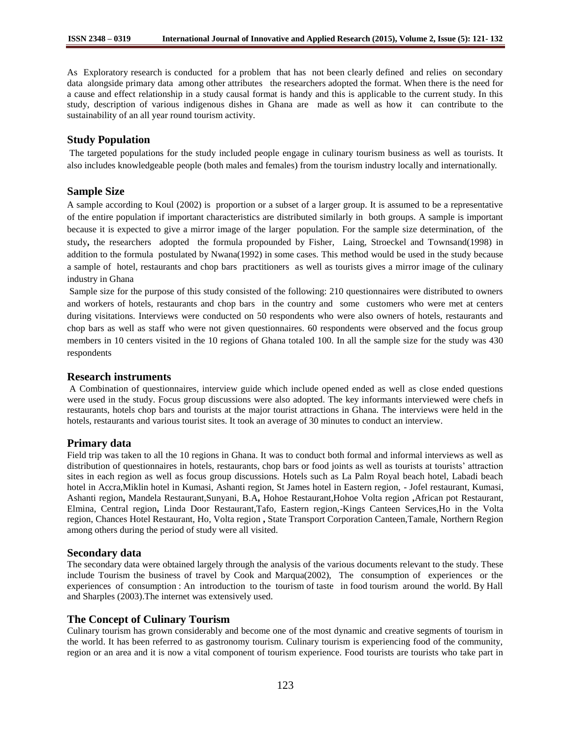As Exploratory research is conducted for a problem that has not been clearly defined and relies on secondary data alongside primary data among other attributes the researchers adopted the format. When there is the need for a cause and effect relationship in a study causal format is handy and this is applicable to the current study. In this study, description of various indigenous dishes in Ghana are made as well as how it can contribute to the sustainability of an all year round tourism activity.

## Study Population

The targeted populations for the study included people engage in culinary tourism business as well as tourists. It also includes knowledgeable people (both males and females) from the tourism industry locally and internationally.

## Sample Size

A sample according to Koul (2002) is proportion or a subset of a larger group. It is assumed to be a representative of the entire population if important characteristics are distributed similarly in both groups. A sample is important because it is expected to give a mirror image of the larger population. For the sample size determination, of the study**,** the researchers adopted the formula propounded by Fisher, Laing, Stroeckel and Townsand(1998) in addition to the formula postulated by Nwana(1992) in some cases. This method would be used in the study because a sample of hotel, restaurants and chop bars practitioners as well as tourists gives a mirror image of the culinary industry in Ghana

Sample size for the purpose of this study consisted of the following: 210 questionnaires were distributed to owners and workers of hotels, restaurants and chop bars in the country and some customers who were met at centers during visitations. Interviews were conducted on 50 respondents who were also owners of hotels, restaurants and chop bars as well as staff who were not given questionnaires. 60 respondents were observed and the focus group members in 10 centers visited in the 10 regions of Ghana totaled 100. In all the sample size for the study was 430 respondents

## Research instruments

A Combination of questionnaires, interview guide which include opened ended as well as close ended questions were used in the study. Focus group discussions were also adopted. The key informants interviewed were chefs in restaurants, hotels chop bars and tourists at the major tourist attractions in Ghana. The interviews were held in the hotels, restaurants and various tourist sites. It took an average of 30 minutes to conduct an interview.

## Primary data

Field trip was taken to all the 10 regions in Ghana. It was to conduct both formal and informal interviews as well as distribution of questionnaires in hotels, restaurants, chop bars or food joints as well as tourists at tourists' attraction sites in each region as well as focus group discussions. Hotels such as La Palm Royal beach hotel, Labadi beach hotel in Accra,Miklin hotel in Kumasi, Ashanti region, St James hotel in Eastern region, - Jofel restaurant, Kumasi, Ashanti region**,** Mandela Restaurant,Sunyani, B.A**,** Hohoe Restaurant,Hohoe Volta region **,**African pot Restaurant, Elmina, Central region**,** Linda Door Restaurant,Tafo, Eastern region,-Kings Canteen Services,Ho in the Volta region, Chances Hotel Restaurant, Ho, Volta region **,** State Transport Corporation Canteen,Tamale, Northern Region among others during the period of study were all visited.

## Secondary data

The secondary data were obtained largely through the analysis of the various documents relevant to the study. These include Tourism the business of travel by Cook and Marqua(2002), The consumption of experiences or the experiences of consumption : An introduction to the tourism of taste in food tourism around the world. By Hall and Sharples (2003).The internet was extensively used.

## The Concept of Culinary Tourism

Culinary tourism has grown considerably and become one of the most dynamic and creative segments of tourism in the world. It has been referred to as gastronomy tourism. Culinary tourism is experiencing food of the community, region or an area and it is now a vital component of tourism experience. Food tourists are tourists who take part in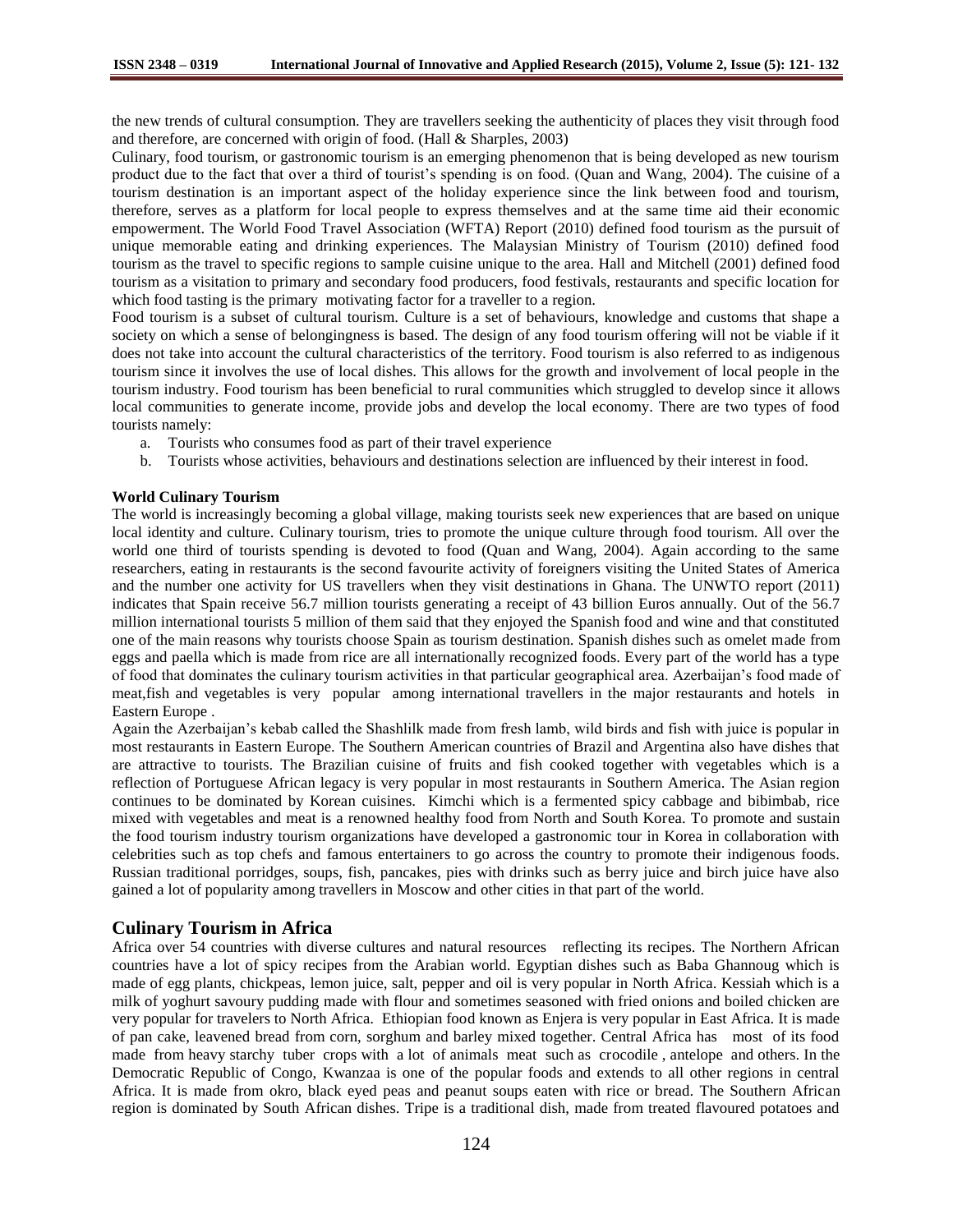the new trends of cultural consumption. They are travellers seeking the authenticity of places they visit through food and therefore, are concerned with origin of food. (Hall & Sharples, 2003)

Culinary, food tourism, or gastronomic tourism is an emerging phenomenon that is being developed as new tourism product due to the fact that over a third of tourist's spending is on food. (Quan and Wang, 2004). The cuisine of a tourism destination is an important aspect of the holiday experience since the link between food and tourism, therefore, serves as a platform for local people to express themselves and at the same time aid their economic empowerment. The World Food Travel Association (WFTA) Report (2010) defined food tourism as the pursuit of unique memorable eating and drinking experiences. The Malaysian Ministry of Tourism (2010) defined food tourism as the travel to specific regions to sample cuisine unique to the area. Hall and Mitchell (2001) defined food tourism as a visitation to primary and secondary food producers, food festivals, restaurants and specific location for which food tasting is the primary motivating factor for a traveller to a region.

Food tourism is a subset of cultural tourism. Culture is a set of behaviours, knowledge and customs that shape a society on which a sense of belongingness is based. The design of any food tourism offering will not be viable if it does not take into account the cultural characteristics of the territory. Food tourism is also referred to as indigenous tourism since it involves the use of local dishes. This allows for the growth and involvement of local people in the tourism industry. Food tourism has been beneficial to rural communities which struggled to develop since it allows local communities to generate income, provide jobs and develop the local economy. There are two types of food tourists namely:

a. Tourists who consumes food as part of their travel experience
b. Tourists whose activities, behaviours and destinations selection are influenced by their interest in food.

**World Culinary Tourism**

The world is increasingly becoming a global village, making tourists seek new experiences that are based on unique local identity and culture. Culinary tourism, tries to promote the unique culture through food tourism. All over the world one third of tourists spending is devoted to food (Quan and Wang, 2004). Again according to the same researchers, eating in restaurants is the second favourite activity of foreigners visiting the United States of America and the number one activity for US travellers when they visit destinations in Ghana. The UNWTO report (2011) indicates that Spain receive 56.7 million tourists generating a receipt of 43 billion Euros annually. Out of the 56.7 million international tourists 5 million of them said that they enjoyed the Spanish food and wine and that constituted one of the main reasons why tourists choose Spain as tourism destination. Spanish dishes such as omelet made from eggs and paella which is made from rice are all internationally recognized foods. Every part of the world has a type of food that dominates the culinary tourism activities in that particular geographical area. Azerbaijan's food made of meat,fish and vegetables is very popular among international travellers in the major restaurants and hotels in Eastern Europe .

Again the Azerbaijan's kebab called the Shashlilk made from fresh lamb, wild birds and fish with juice is popular in most restaurants in Eastern Europe. The Southern American countries of Brazil and Argentina also have dishes that are attractive to tourists. The Brazilian cuisine of fruits and fish cooked together with vegetables which is a reflection of Portuguese African legacy is very popular in most restaurants in Southern America. The Asian region continues to be dominated by Korean cuisines. Kimchi which is a fermented spicy cabbage and bibimbab, rice mixed with vegetables and meat is a renowned healthy food from North and South Korea. To promote and sustain the food tourism industry tourism organizations have developed a gastronomic tour in Korea in collaboration with celebrities such as top chefs and famous entertainers to go across the country to promote their indigenous foods. Russian traditional porridges, soups, fish, pancakes, pies with drinks such as berry juice and birch juice have also gained a lot of popularity among travellers in Moscow and other cities in that part of the world.

## Culinary Tourism in Africa

Africa over 54 countries with diverse cultures and natural resources reflecting its recipes. The Northern African countries have a lot of spicy recipes from the Arabian world. Egyptian dishes such as Baba Ghannoug which is made of egg plants, chickpeas, lemon juice, salt, pepper and oil is very popular in North Africa. Kessiah which is a milk of yoghurt savoury pudding made with flour and sometimes seasoned with fried onions and boiled chicken are very popular for travelers to North Africa. Ethiopian food known as Enjera is very popular in East Africa. It is made of pan cake, leavened bread from corn, sorghum and barley mixed together. Central Africa has most of its food made from heavy starchy tuber crops with a lot of animals meat such as crocodile , antelope and others. In the Democratic Republic of Congo, Kwanzaa is one of the popular foods and extends to all other regions in central Africa. It is made from okro, black eyed peas and peanut soups eaten with rice or bread. The Southern African region is dominated by South African dishes. Tripe is a traditional dish, made from treated flavoured potatoes and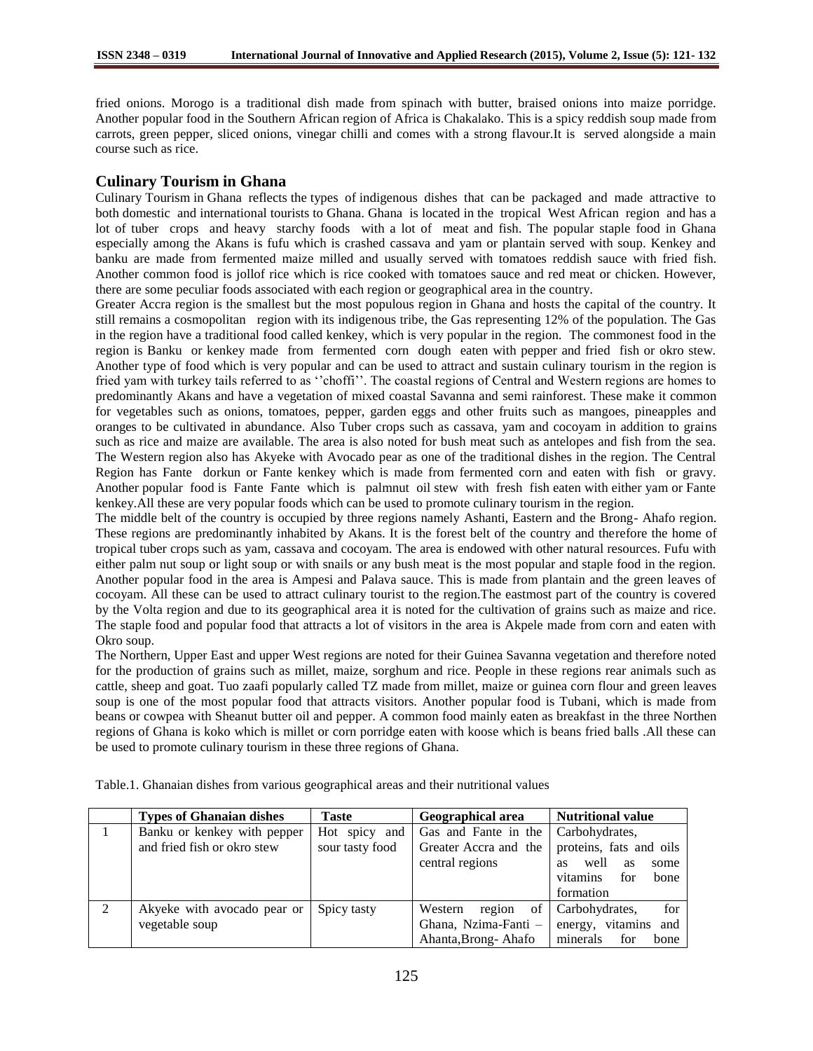fried onions. Morogo is a traditional dish made from spinach with butter, braised onions into maize porridge. Another popular food in the Southern African region of Africa is Chakalako. This is a spicy reddish soup made from carrots, green pepper, sliced onions, vinegar chilli and comes with a strong flavour.It is served alongside a main course such as rice.

## Culinary Tourism in Ghana

Culinary Tourism in Ghana reflects the types of indigenous dishes that can be packaged and made attractive to both domestic and international tourists to Ghana. Ghana is located in the tropical West African region and has a lot of tuber crops and heavy starchy foods with a lot of meat and fish. The popular staple food in Ghana especially among the Akans is fufu which is crashed cassava and yam or plantain served with soup. Kenkey and banku are made from fermented maize milled and usually served with tomatoes reddish sauce with fried fish. Another common food is jollof rice which is rice cooked with tomatoes sauce and red meat or chicken. However, there are some peculiar foods associated with each region or geographical area in the country.

Greater Accra region is the smallest but the most populous region in Ghana and hosts the capital of the country. It still remains a cosmopolitan region with its indigenous tribe, the Gas representing 12% of the population. The Gas in the region have a traditional food called kenkey, which is very popular in the region. The commonest food in the region is Banku or kenkey made from fermented corn dough eaten with pepper and fried fish or okro stew. Another type of food which is very popular and can be used to attract and sustain culinary tourism in the region is fried yam with turkey tails referred to as ''choffi''. The coastal regions of Central and Western regions are homes to predominantly Akans and have a vegetation of mixed coastal Savanna and semi rainforest. These make it common for vegetables such as onions, tomatoes, pepper, garden eggs and other fruits such as mangoes, pineapples and oranges to be cultivated in abundance. Also Tuber crops such as cassava, yam and cocoyam in addition to grains such as rice and maize are available. The area is also noted for bush meat such as antelopes and fish from the sea. The Western region also has Akyeke with Avocado pear as one of the traditional dishes in the region. The Central Region has Fante dorkun or Fante kenkey which is made from fermented corn and eaten with fish or gravy. Another popular food is Fante Fante which is palmnut oil stew with fresh fish eaten with either yam or Fante kenkey.All these are very popular foods which can be used to promote culinary tourism in the region.

The middle belt of the country is occupied by three regions namely Ashanti, Eastern and the Brong- Ahafo region. These regions are predominantly inhabited by Akans. It is the forest belt of the country and therefore the home of tropical tuber crops such as yam, cassava and cocoyam. The area is endowed with other natural resources. Fufu with either palm nut soup or light soup or with snails or any bush meat is the most popular and staple food in the region. Another popular food in the area is Ampesi and Palava sauce. This is made from plantain and the green leaves of cocoyam. All these can be used to attract culinary tourist to the region.The eastmost part of the country is covered by the Volta region and due to its geographical area it is noted for the cultivation of grains such as maize and rice. The staple food and popular food that attracts a lot of visitors in the area is Akpele made from corn and eaten with Okro soup.

The Northern, Upper East and upper West regions are noted for their Guinea Savanna vegetation and therefore noted for the production of grains such as millet, maize, sorghum and rice. People in these regions rear animals such as cattle, sheep and goat. Tuo zaafi popularly called TZ made from millet, maize or guinea corn flour and green leaves soup is one of the most popular food that attracts visitors. Another popular food is Tubani, which is made from beans or cowpea with Sheanut butter oil and pepper. A common food mainly eaten as breakfast in the three Northen regions of Ghana is koko which is millet or corn porridge eaten with koose which is beans fried balls .All these can be used to promote culinary tourism in these three regions of Ghana.

Table.1. Ghanaian dishes from various geographical areas and their nutritional values

| | Types of Ghanaian dishes | Taste | Geographical area | Nutritional value |
|---|---|---|---|---|
| 1 | Banku or kenkey with pepper and fried fish or okro stew | Hot spicy and sour tasty food | Gas and Fante in the Greater Accra and the central regions | Carbohydrates, proteins, fats and oils as well as some vitamins for bone formation |
| 2 | Akyeke with avocado pear or vegetable soup | Spicy tasty | Western region of Ghana, Nzima-Fanti – Ahanta,Brong- Ahafo | Carbohydrates, for energy, vitamins and minerals for bone |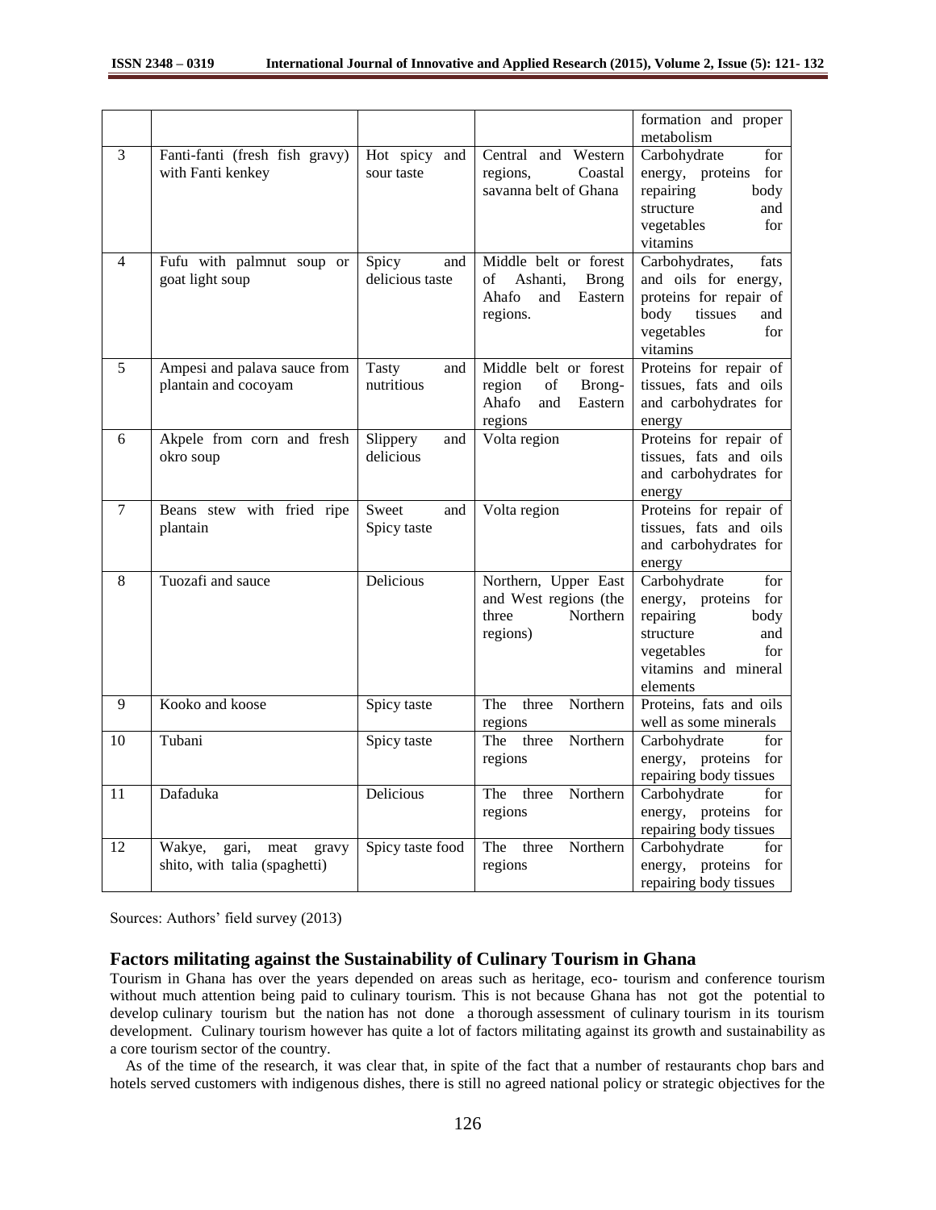| | | | | formation and proper metabolism |
|---|---|---|---|---|
| 3 | Fanti-fanti (fresh fish gravy) with Fanti kenkey | Hot spicy and sour taste | Central and Western regions, Coastal savanna belt of Ghana | Carbohydrate for energy, proteins for repairing body structure and vegetables for vitamins |
| 4 | Fufu with palmnut soup or goat light soup | Spicy and delicious taste | Middle belt or forest of Ashanti, Brong Ahafo and Eastern regions. | Carbohydrates, fats and oils for energy, proteins for repair of body tissues and vegetables for vitamins |
| 5 | Ampesi and palava sauce from plantain and cocoyam | Tasty and nutritious | Middle belt or forest region of Brong-Ahafo and Eastern regions | Proteins for repair of tissues, fats and oils and carbohydrates for energy |
| 6 | Akpele from corn and fresh okro soup | Slippery and delicious | Volta region | Proteins for repair of tissues, fats and oils and carbohydrates for energy |
| 7 | Beans stew with fried ripe plantain | Sweet and Spicy taste | Volta region | Proteins for repair of tissues, fats and oils and carbohydrates for energy |
| 8 | Tuozafi and sauce | Delicious | Northern, Upper East and West regions (the three Northern regions) | Carbohydrate for energy, proteins for repairing body structure and vegetables for vitamins and mineral elements |
| 9 | Kooko and koose | Spicy taste | The three Northern regions | Proteins, fats and oils well as some minerals |
| 10 | Tubani | Spicy taste | The three Northern regions | Carbohydrate for energy, proteins for repairing body tissues |
| 11 | Dafaduka | Delicious | The three Northern regions | Carbohydrate for energy, proteins for repairing body tissues |
| 12 | Wakye, gari, meat gravy shito, with talia (spaghetti) | Spicy taste food | The three Northern regions | Carbohydrate for energy, proteins for repairing body tissues |

Sources: Authors' field survey (2013)

## Factors militating against the Sustainability of Culinary Tourism in Ghana

Tourism in Ghana has over the years depended on areas such as heritage, eco- tourism and conference tourism without much attention being paid to culinary tourism. This is not because Ghana has not got the potential to develop culinary tourism but the nation has not done a thorough assessment of culinary tourism in its tourism development. Culinary tourism however has quite a lot of factors militating against its growth and sustainability as a core tourism sector of the country.

As of the time of the research, it was clear that, in spite of the fact that a number of restaurants chop bars and hotels served customers with indigenous dishes, there is still no agreed national policy or strategic objectives for the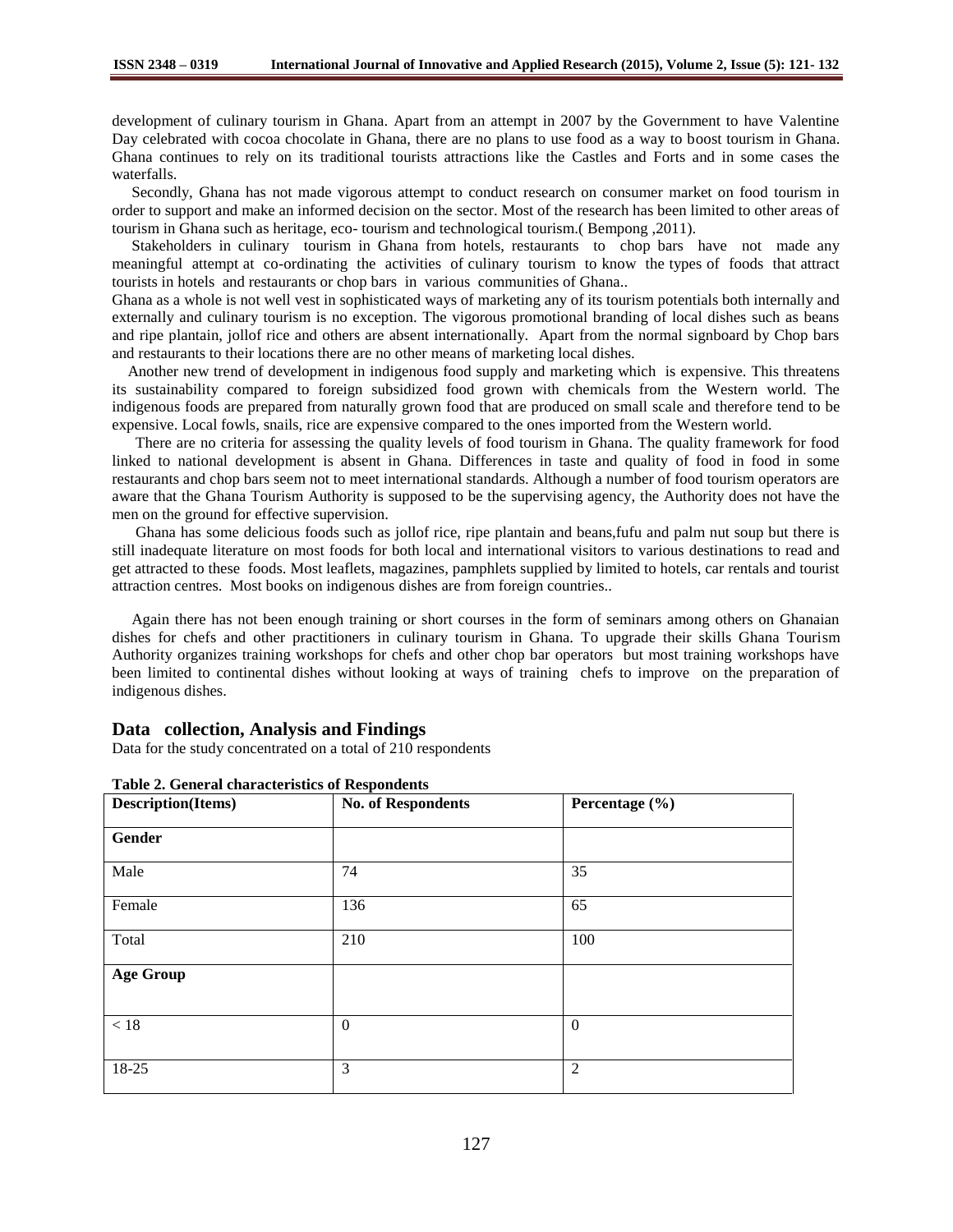development of culinary tourism in Ghana. Apart from an attempt in 2007 by the Government to have Valentine Day celebrated with cocoa chocolate in Ghana, there are no plans to use food as a way to boost tourism in Ghana. Ghana continues to rely on its traditional tourists attractions like the Castles and Forts and in some cases the waterfalls.

Secondly, Ghana has not made vigorous attempt to conduct research on consumer market on food tourism in order to support and make an informed decision on the sector. Most of the research has been limited to other areas of tourism in Ghana such as heritage, eco- tourism and technological tourism.( Bempong ,2011).

Stakeholders in culinary tourism in Ghana from hotels, restaurants to chop bars have not made any meaningful attempt at co-ordinating the activities of culinary tourism to know the types of foods that attract tourists in hotels and restaurants or chop bars in various communities of Ghana..

Ghana as a whole is not well vest in sophisticated ways of marketing any of its tourism potentials both internally and externally and culinary tourism is no exception. The vigorous promotional branding of local dishes such as beans and ripe plantain, jollof rice and others are absent internationally. Apart from the normal signboard by Chop bars and restaurants to their locations there are no other means of marketing local dishes.

Another new trend of development in indigenous food supply and marketing which is expensive. This threatens its sustainability compared to foreign subsidized food grown with chemicals from the Western world. The indigenous foods are prepared from naturally grown food that are produced on small scale and therefore tend to be expensive. Local fowls, snails, rice are expensive compared to the ones imported from the Western world.

There are no criteria for assessing the quality levels of food tourism in Ghana. The quality framework for food linked to national development is absent in Ghana. Differences in taste and quality of food in food in some restaurants and chop bars seem not to meet international standards. Although a number of food tourism operators are aware that the Ghana Tourism Authority is supposed to be the supervising agency, the Authority does not have the men on the ground for effective supervision.

Ghana has some delicious foods such as jollof rice, ripe plantain and beans,fufu and palm nut soup but there is still inadequate literature on most foods for both local and international visitors to various destinations to read and get attracted to these foods. Most leaflets, magazines, pamphlets supplied by limited to hotels, car rentals and tourist attraction centres. Most books on indigenous dishes are from foreign countries..

Again there has not been enough training or short courses in the form of seminars among others on Ghanaian dishes for chefs and other practitioners in culinary tourism in Ghana. To upgrade their skills Ghana Tourism Authority organizes training workshops for chefs and other chop bar operators but most training workshops have been limited to continental dishes without looking at ways of training chefs to improve on the preparation of indigenous dishes.

## Data collection, Analysis and Findings

Data for the study concentrated on a total of 210 respondents

**Table 2. General characteristics of Respondents**

| Description(Items) | No. of Respondents | Percentage (%) |
|---|---|---|
| **Gender** | | |
| Male | 74 | 35 |
| Female | 136 | 65 |
| Total | 210 | 100 |
| **Age Group** | | |
| < 18 | 0 | 0 |
| 18-25 | 3 | 2 |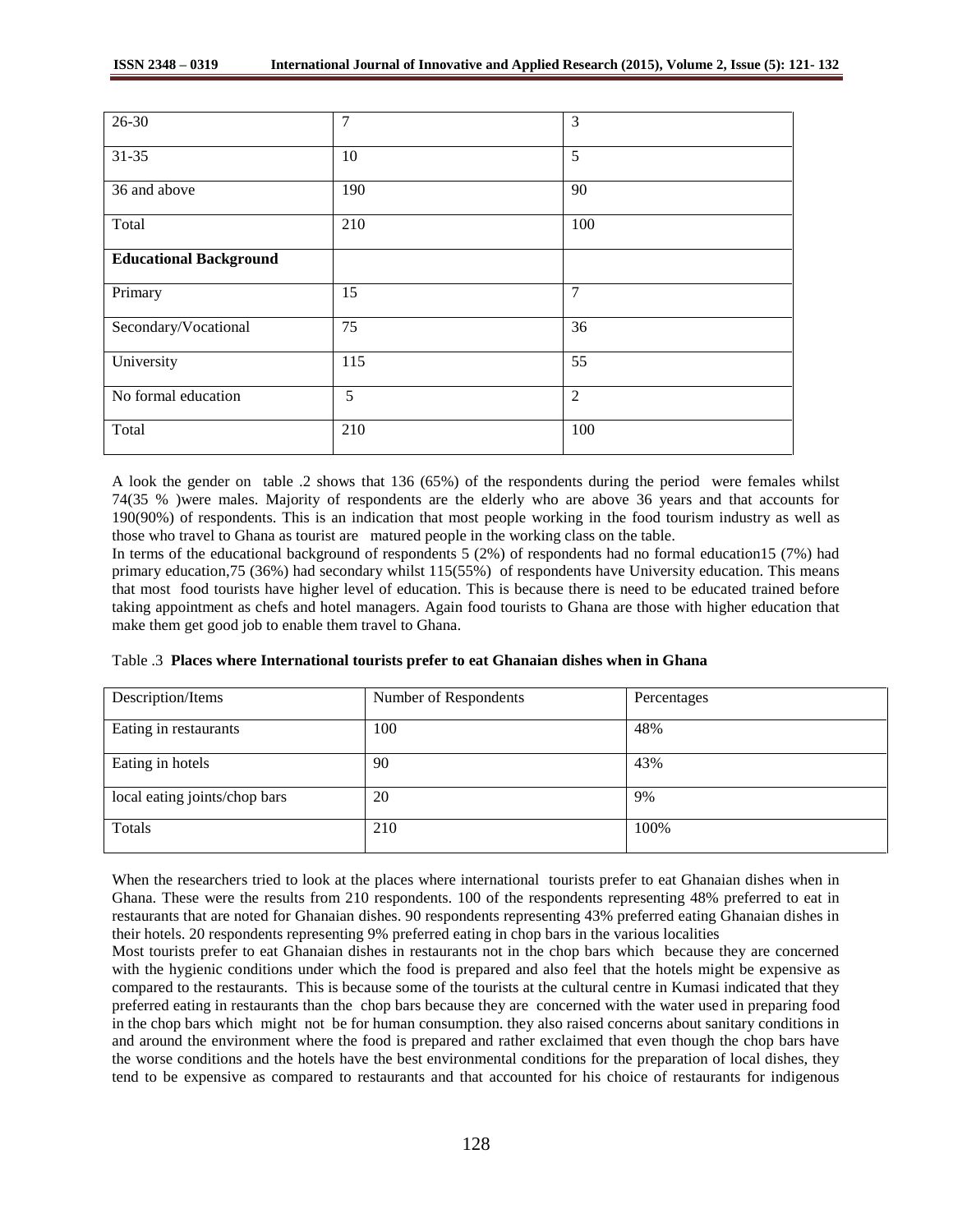| 26-30 | 7 | 3 |
|---|---|---|
| 31-35 | 10 | 5 |
| 36 and above | 190 | 90 |
| Total | 210 | 100 |
| **Educational Background** | | |
| Primary | 15 | 7 |
| Secondary/Vocational | 75 | 36 |
| University | 115 | 55 |
| No formal education | 5 | 2 |
| Total | 210 | 100 |

A look the gender on table .2 shows that 136 (65%) of the respondents during the period were females whilst 74(35 % )were males. Majority of respondents are the elderly who are above 36 years and that accounts for 190(90%) of respondents. This is an indication that most people working in the food tourism industry as well as those who travel to Ghana as tourist are matured people in the working class on the table.

In terms of the educational background of respondents 5 (2%) of respondents had no formal education15 (7%) had primary education,75 (36%) had secondary whilst 115(55%) of respondents have University education. This means that most food tourists have higher level of education. This is because there is need to be educated trained before taking appointment as chefs and hotel managers. Again food tourists to Ghana are those with higher education that make them get good job to enable them travel to Ghana.

Table .3 **Places where International tourists prefer to eat Ghanaian dishes when in Ghana**

| Description/Items | Number of Respondents | Percentages |
|---|---|---|
| Eating in restaurants | 100 | 48% |
| Eating in hotels | 90 | 43% |
| local eating joints/chop bars | 20 | 9% |
| Totals | 210 | 100% |

When the researchers tried to look at the places where international tourists prefer to eat Ghanaian dishes when in Ghana. These were the results from 210 respondents. 100 of the respondents representing 48% preferred to eat in restaurants that are noted for Ghanaian dishes. 90 respondents representing 43% preferred eating Ghanaian dishes in their hotels. 20 respondents representing 9% preferred eating in chop bars in the various localities

Most tourists prefer to eat Ghanaian dishes in restaurants not in the chop bars which because they are concerned with the hygienic conditions under which the food is prepared and also feel that the hotels might be expensive as compared to the restaurants. This is because some of the tourists at the cultural centre in Kumasi indicated that they preferred eating in restaurants than the chop bars because they are concerned with the water used in preparing food in the chop bars which might not be for human consumption. they also raised concerns about sanitary conditions in and around the environment where the food is prepared and rather exclaimed that even though the chop bars have the worse conditions and the hotels have the best environmental conditions for the preparation of local dishes, they tend to be expensive as compared to restaurants and that accounted for his choice of restaurants for indigenous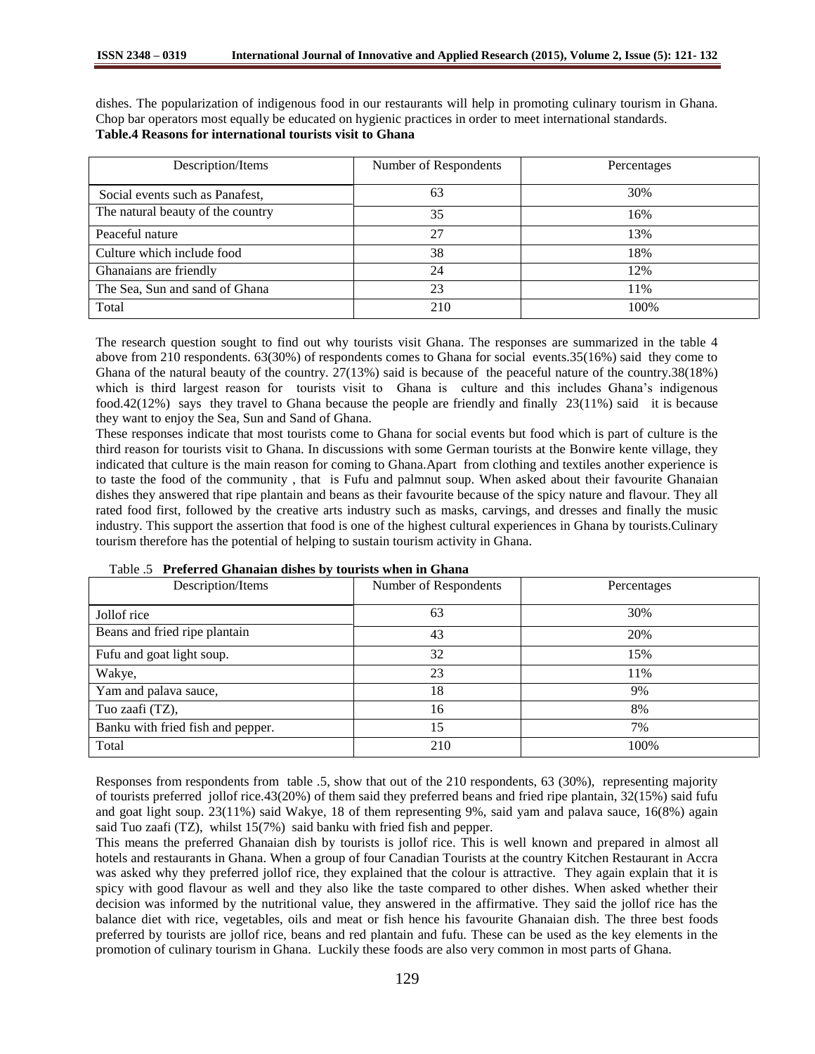dishes. The popularization of indigenous food in our restaurants will help in promoting culinary tourism in Ghana. Chop bar operators most equally be educated on hygienic practices in order to meet international standards.

**Table.4 Reasons for international tourists visit to Ghana**

| Description/Items | Number of Respondents | Percentages |
|---|---|---|
| Social events such as Panafest, | 63 | 30% |
| The natural beauty of the country | 35 | 16% |
| Peaceful nature | 27 | 13% |
| Culture which include food | 38 | 18% |
| Ghanaians are friendly | 24 | 12% |
| The Sea, Sun and sand of Ghana | 23 | 11% |
| Total | 210 | 100% |

The research question sought to find out why tourists visit Ghana. The responses are summarized in the table 4 above from 210 respondents. 63(30%) of respondents comes to Ghana for social events.35(16%) said they come to Ghana of the natural beauty of the country. 27(13%) said is because of the peaceful nature of the country.38(18%) which is third largest reason for tourists visit to Ghana is culture and this includes Ghana's indigenous food.42(12%) says they travel to Ghana because the people are friendly and finally 23(11%) said it is because they want to enjoy the Sea, Sun and Sand of Ghana.

These responses indicate that most tourists come to Ghana for social events but food which is part of culture is the third reason for tourists visit to Ghana. In discussions with some German tourists at the Bonwire kente village, they indicated that culture is the main reason for coming to Ghana.Apart from clothing and textiles another experience is to taste the food of the community , that is Fufu and palmnut soup. When asked about their favourite Ghanaian dishes they answered that ripe plantain and beans as their favourite because of the spicy nature and flavour. They all rated food first, followed by the creative arts industry such as masks, carvings, and dresses and finally the music industry. This support the assertion that food is one of the highest cultural experiences in Ghana by tourists.Culinary tourism therefore has the potential of helping to sustain tourism activity in Ghana.

Table .5 **Preferred Ghanaian dishes by tourists when in Ghana**

| Description/Items | Number of Respondents | Percentages |
|---|---|---|
| Jollof rice | 63 | 30% |
| Beans and fried ripe plantain | 43 | 20% |
| Fufu and goat light soup. | 32 | 15% |
| Wakye, | 23 | 11% |
| Yam and palava sauce, | 18 | 9% |
| Tuo zaafi (TZ), | 16 | 8% |
| Banku with fried fish and pepper. | 15 | 7% |
| Total | 210 | 100% |

Responses from respondents from table .5, show that out of the 210 respondents, 63 (30%), representing majority of tourists preferred jollof rice.43(20%) of them said they preferred beans and fried ripe plantain, 32(15%) said fufu and goat light soup. 23(11%) said Wakye, 18 of them representing 9%, said yam and palava sauce, 16(8%) again said Tuo zaafi (TZ), whilst 15(7%) said banku with fried fish and pepper.

This means the preferred Ghanaian dish by tourists is jollof rice. This is well known and prepared in almost all hotels and restaurants in Ghana. When a group of four Canadian Tourists at the country Kitchen Restaurant in Accra was asked why they preferred jollof rice, they explained that the colour is attractive. They again explain that it is spicy with good flavour as well and they also like the taste compared to other dishes. When asked whether their decision was informed by the nutritional value, they answered in the affirmative. They said the jollof rice has the balance diet with rice, vegetables, oils and meat or fish hence his favourite Ghanaian dish. The three best foods preferred by tourists are jollof rice, beans and red plantain and fufu. These can be used as the key elements in the promotion of culinary tourism in Ghana. Luckily these foods are also very common in most parts of Ghana.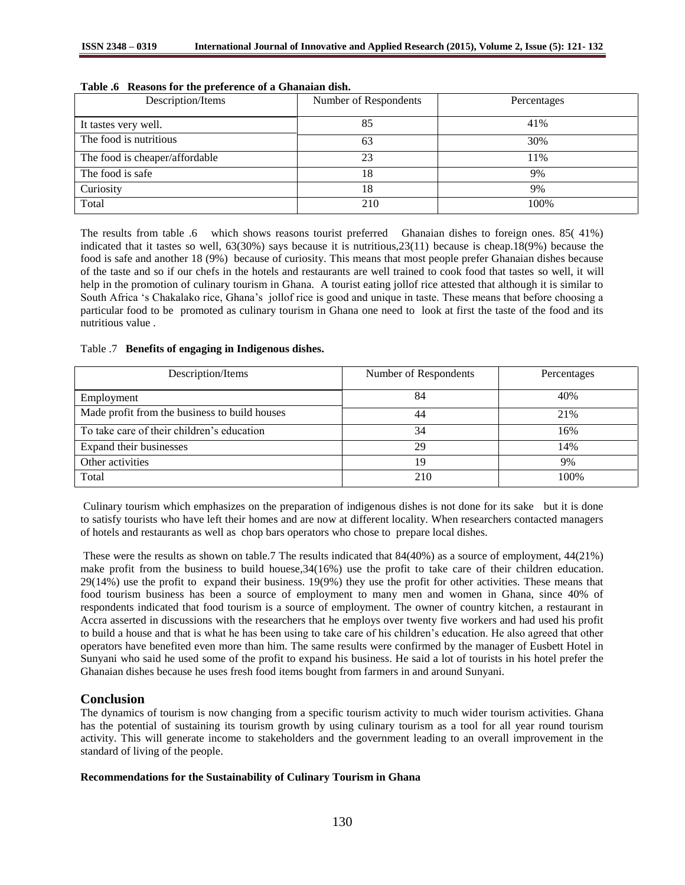**Table .6 Reasons for the preference of a Ghanaian dish.**

| Description/Items | Number of Respondents | Percentages |
|---|---|---|
| It tastes very well. | 85 | 41% |
| The food is nutritious | 63 | 30% |
| The food is cheaper/affordable | 23 | 11% |
| The food is safe | 18 | 9% |
| Curiosity | 18 | 9% |
| Total | 210 | 100% |

The results from table .6 which shows reasons tourist preferred Ghanaian dishes to foreign ones. 85( 41%) indicated that it tastes so well, 63(30%) says because it is nutritious,23(11) because is cheap.18(9%) because the food is safe and another 18 (9%) because of curiosity. This means that most people prefer Ghanaian dishes because of the taste and so if our chefs in the hotels and restaurants are well trained to cook food that tastes so well, it will help in the promotion of culinary tourism in Ghana. A tourist eating jollof rice attested that although it is similar to South Africa 's Chakalako rice, Ghana's jollof rice is good and unique in taste. These means that before choosing a particular food to be promoted as culinary tourism in Ghana one need to look at first the taste of the food and its nutritious value .

Table .7 **Benefits of engaging in Indigenous dishes.**

| Description/Items | Number of Respondents | Percentages |
|---|---|---|
| Employment | 84 | 40% |
| Made profit from the business to build houses | 44 | 21% |
| To take care of their children's education | 34 | 16% |
| Expand their businesses | 29 | 14% |
| Other activities | 19 | 9% |
| Total | 210 | 100% |

Culinary tourism which emphasizes on the preparation of indigenous dishes is not done for its sake but it is done to satisfy tourists who have left their homes and are now at different locality. When researchers contacted managers of hotels and restaurants as well as chop bars operators who chose to prepare local dishes.

These were the results as shown on table.7 The results indicated that 84(40%) as a source of employment, 44(21%) make profit from the business to build houese,34(16%) use the profit to take care of their children education. 29(14%) use the profit to expand their business. 19(9%) they use the profit for other activities. These means that food tourism business has been a source of employment to many men and women in Ghana, since 40% of respondents indicated that food tourism is a source of employment. The owner of country kitchen, a restaurant in Accra asserted in discussions with the researchers that he employs over twenty five workers and had used his profit to build a house and that is what he has been using to take care of his children's education. He also agreed that other operators have benefited even more than him. The same results were confirmed by the manager of Eusbett Hotel in Sunyani who said he used some of the profit to expand his business. He said a lot of tourists in his hotel prefer the Ghanaian dishes because he uses fresh food items bought from farmers in and around Sunyani.

## Conclusion

The dynamics of tourism is now changing from a specific tourism activity to much wider tourism activities. Ghana has the potential of sustaining its tourism growth by using culinary tourism as a tool for all year round tourism activity. This will generate income to stakeholders and the government leading to an overall improvement in the standard of living of the people.

**Recommendations for the Sustainability of Culinary Tourism in Ghana**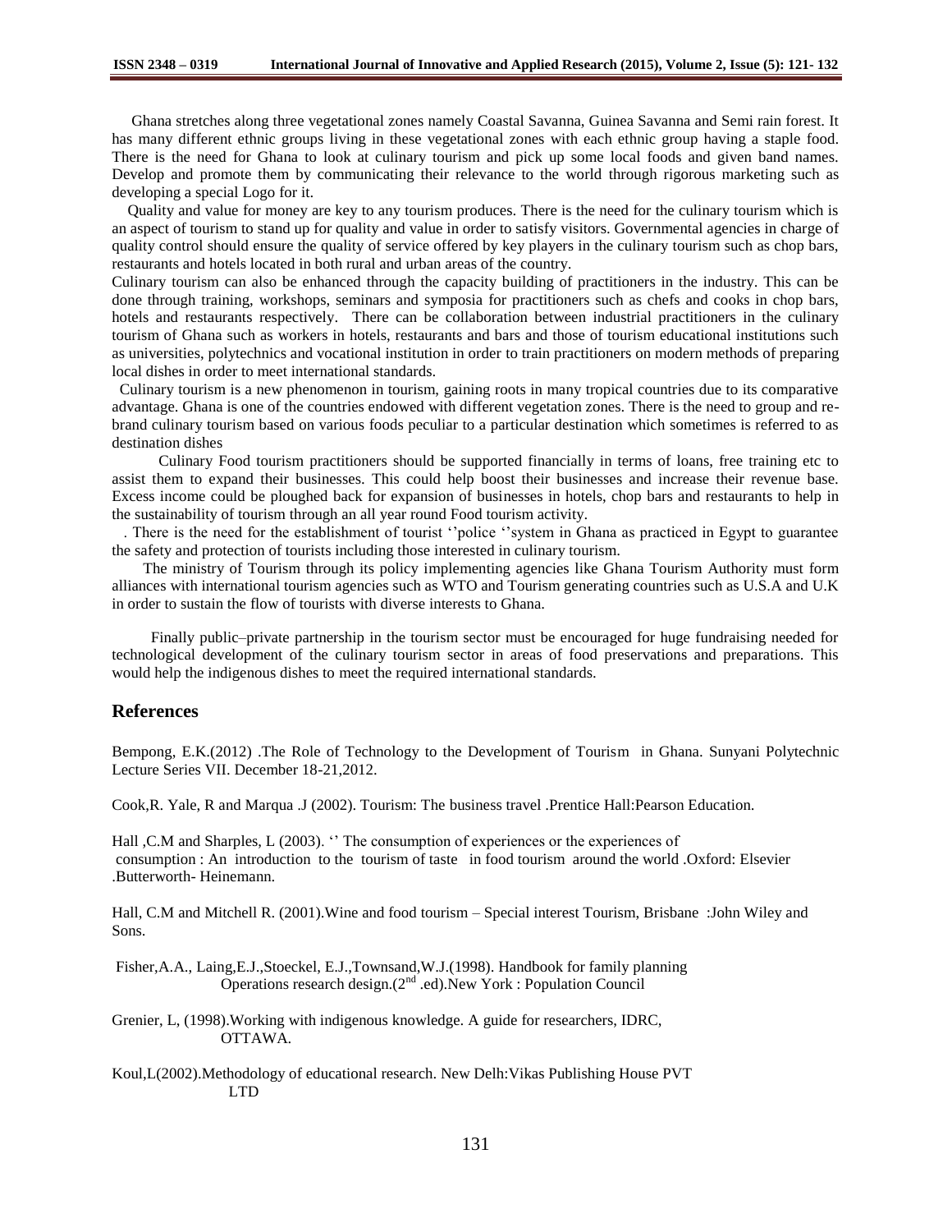Ghana stretches along three vegetational zones namely Coastal Savanna, Guinea Savanna and Semi rain forest. It has many different ethnic groups living in these vegetational zones with each ethnic group having a staple food. There is the need for Ghana to look at culinary tourism and pick up some local foods and given band names. Develop and promote them by communicating their relevance to the world through rigorous marketing such as developing a special Logo for it.

Quality and value for money are key to any tourism produces. There is the need for the culinary tourism which is an aspect of tourism to stand up for quality and value in order to satisfy visitors. Governmental agencies in charge of quality control should ensure the quality of service offered by key players in the culinary tourism such as chop bars, restaurants and hotels located in both rural and urban areas of the country.

Culinary tourism can also be enhanced through the capacity building of practitioners in the industry. This can be done through training, workshops, seminars and symposia for practitioners such as chefs and cooks in chop bars, hotels and restaurants respectively. There can be collaboration between industrial practitioners in the culinary tourism of Ghana such as workers in hotels, restaurants and bars and those of tourism educational institutions such as universities, polytechnics and vocational institution in order to train practitioners on modern methods of preparing local dishes in order to meet international standards.

Culinary tourism is a new phenomenon in tourism, gaining roots in many tropical countries due to its comparative advantage. Ghana is one of the countries endowed with different vegetation zones. There is the need to group and re-brand culinary tourism based on various foods peculiar to a particular destination which sometimes is referred to as destination dishes

Culinary Food tourism practitioners should be supported financially in terms of loans, free training etc to assist them to expand their businesses. This could help boost their businesses and increase their revenue base. Excess income could be ploughed back for expansion of businesses in hotels, chop bars and restaurants to help in the sustainability of tourism through an all year round Food tourism activity.

. There is the need for the establishment of tourist ''police ''system in Ghana as practiced in Egypt to guarantee the safety and protection of tourists including those interested in culinary tourism.

The ministry of Tourism through its policy implementing agencies like Ghana Tourism Authority must form alliances with international tourism agencies such as WTO and Tourism generating countries such as U.S.A and U.K in order to sustain the flow of tourists with diverse interests to Ghana.

Finally public–private partnership in the tourism sector must be encouraged for huge fundraising needed for technological development of the culinary tourism sector in areas of food preservations and preparations. This would help the indigenous dishes to meet the required international standards.

## References

Bempong, E.K.(2012) .The Role of Technology to the Development of Tourism in Ghana. Sunyani Polytechnic Lecture Series VII. December 18-21,2012.

Cook,R. Yale, R and Marqua .J (2002). Tourism: The business travel .Prentice Hall:Pearson Education.

Hall ,C.M and Sharples, L (2003). '' The consumption of experiences or the experiences of consumption : An introduction to the tourism of taste in food tourism around the world .Oxford: Elsevier .Butterworth- Heinemann.

Hall, C.M and Mitchell R. (2001).Wine and food tourism – Special interest Tourism, Brisbane :John Wiley and Sons.

Fisher,A.A., Laing,E.J.,Stoeckel, E.J.,Townsand,W.J.(1998). Handbook for family planning Operations research design.(2nd .ed).New York : Population Council

Grenier, L, (1998).Working with indigenous knowledge. A guide for researchers, IDRC, OTTAWA.

Koul,L(2002).Methodology of educational research. New Delh:Vikas Publishing House PVT LTD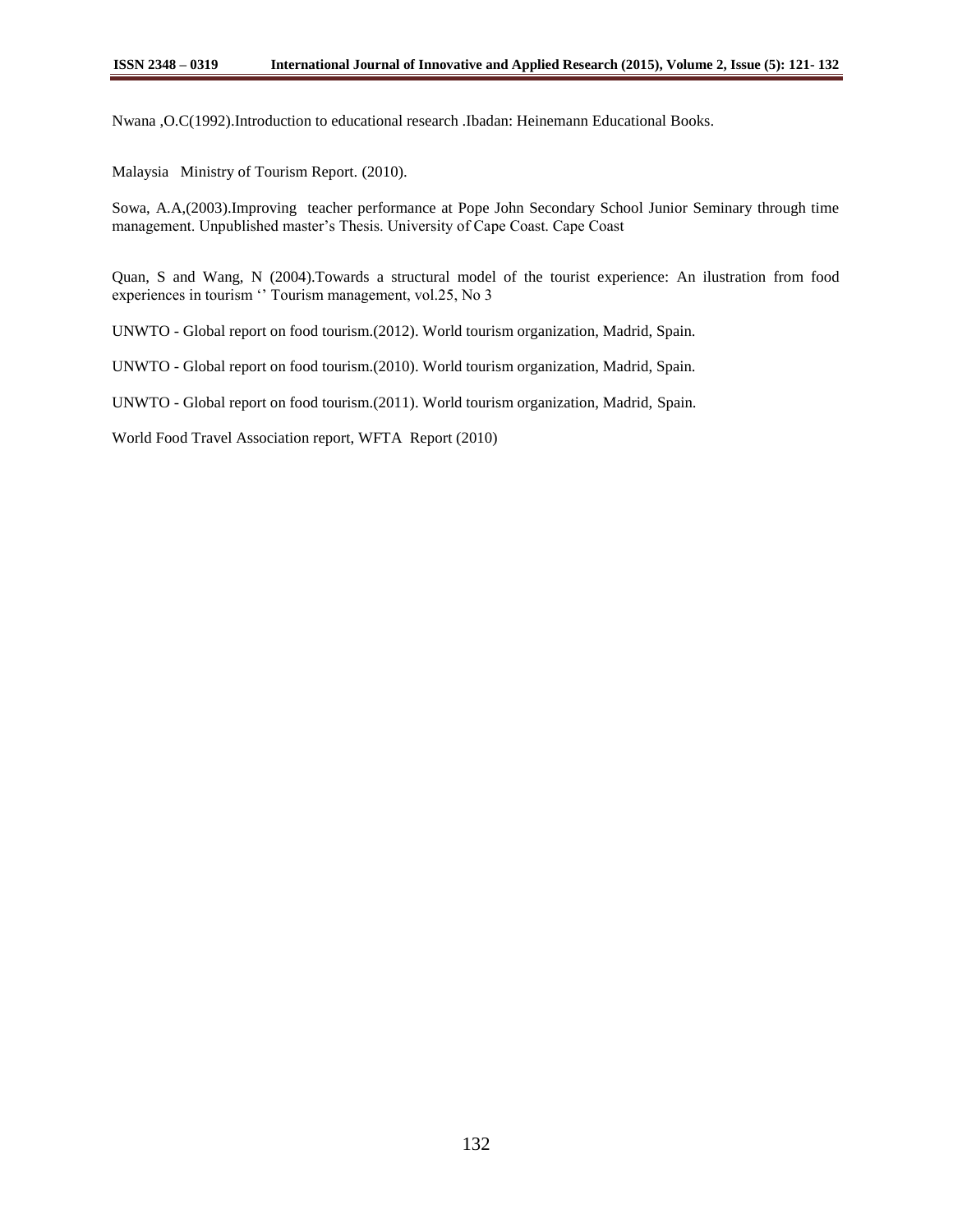Nwana ,O.C(1992).Introduction to educational research .Ibadan: Heinemann Educational Books.

Malaysia Ministry of Tourism Report. (2010).

Sowa, A.A,(2003).Improving teacher performance at Pope John Secondary School Junior Seminary through time management. Unpublished master's Thesis. University of Cape Coast. Cape Coast

Quan, S and Wang, N (2004).Towards a structural model of the tourist experience: An ilustration from food experiences in tourism '' Tourism management, vol.25, No 3

UNWTO - Global report on food tourism.(2012). World tourism organization, Madrid, Spain.

UNWTO - Global report on food tourism.(2010). World tourism organization, Madrid, Spain.

UNWTO - Global report on food tourism.(2011). World tourism organization, Madrid, Spain.

World Food Travel Association report, WFTA Report (2010)